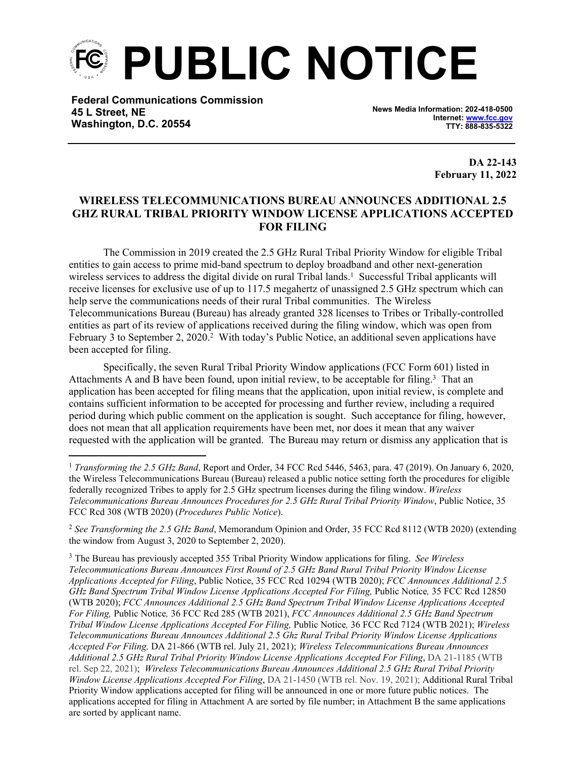# PUBLIC NOTICE

**Federal Communications Commission**
**45 L Street, NE**
**Washington, D.C. 20554**

**News Media Information: 202-418-0500**
**Internet: www.fcc.gov**
**TTY: 888-835-5322**

**DA 22-143**
**February 11, 2022**

## WIRELESS TELECOMMUNICATIONS BUREAU ANNOUNCES ADDITIONAL 2.5 GHZ RURAL TRIBAL PRIORITY WINDOW LICENSE APPLICATIONS ACCEPTED FOR FILING

The Commission in 2019 created the 2.5 GHz Rural Tribal Priority Window for eligible Tribal entities to gain access to prime mid-band spectrum to deploy broadband and other next-generation wireless services to address the digital divide on rural Tribal lands.[1] Successful Tribal applicants will receive licenses for exclusive use of up to 117.5 megahertz of unassigned 2.5 GHz spectrum which can help serve the communications needs of their rural Tribal communities. The Wireless Telecommunications Bureau (Bureau) has already granted 328 licenses to Tribes or Tribally-controlled entities as part of its review of applications received during the filing window, which was open from February 3 to September 2, 2020.[2] With today's Public Notice, an additional seven applications have been accepted for filing.

Specifically, the seven Rural Tribal Priority Window applications (FCC Form 601) listed in Attachments A and B have been found, upon initial review, to be acceptable for filing.[3] That an application has been accepted for filing means that the application, upon initial review, is complete and contains sufficient information to be accepted for processing and further review, including a required period during which public comment on the application is sought. Such acceptance for filing, however, does not mean that all application requirements have been met, nor does it mean that any waiver requested with the application will be granted. The Bureau may return or dismiss any application that is

---

[1] *Transforming the 2.5 GHz Band*, Report and Order, 34 FCC Rcd 5446, 5463, para. 47 (2019). On January 6, 2020, the Wireless Telecommunications Bureau (Bureau) released a public notice setting forth the procedures for eligible federally recognized Tribes to apply for 2.5 GHz spectrum licenses during the filing window. *Wireless Telecommunications Bureau Announces Procedures for 2.5 GHz Rural Tribal Priority Window*, Public Notice, 35 FCC Rcd 308 (WTB 2020) (*Procedures Public Notice*).

[2] *See Transforming the 2.5 GHz Band*, Memorandum Opinion and Order, 35 FCC Rcd 8112 (WTB 2020) (extending the window from August 3, 2020 to September 2, 2020).

[3] The Bureau has previously accepted 355 Tribal Priority Window applications for filing. *See Wireless Telecommunications Bureau Announces First Round of 2.5 GHz Band Rural Tribal Priority Window License Applications Accepted for Filing*, Public Notice, 35 FCC Rcd 10294 (WTB 2020); *FCC Announces Additional 2.5 GHz Band Spectrum Tribal Window License Applications Accepted For Filing,* Public Notice*,* 35 FCC Rcd 12850 (WTB 2020); *FCC Announces Additional 2.5 GHz Band Spectrum Tribal Window License Applications Accepted For Filing,* Public Notice*,* 36 FCC Rcd 285 (WTB 2021), *FCC Announces Additional 2.5 GHz Band Spectrum Tribal Window License Applications Accepted For Filing,* Public Notice*,* 36 FCC Rcd 7124 (WTB 2021); *Wireless Telecommunications Bureau Announces Additional 2.5 Ghz Rural Tribal Priority Window License Applications Accepted For Filing,* DA 21-866 (WTB rel. July 21, 2021); *Wireless Telecommunications Bureau Announces Additional 2.5 GHz Rural Tribal Priority Window License Applications Accepted For Filing*, DA 21-1185 (WTB rel. Sep 22, 2021); *Wireless Telecommunications Bureau Announces Additional 2.5 GHz Rural Tribal Priority Window License Applications Accepted For Filing*, DA 21-1450 (WTB rel. Nov. 19, 2021); Additional Rural Tribal Priority Window applications accepted for filing will be announced in one or more future public notices. The applications accepted for filing in Attachment A are sorted by file number; in Attachment B the same applications are sorted by applicant name.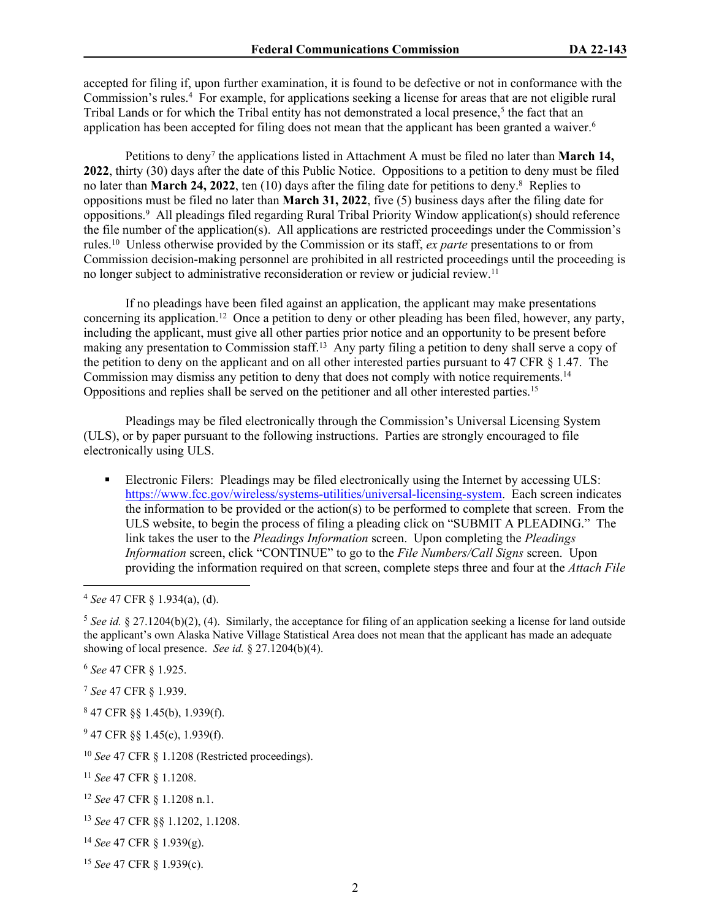accepted for filing if, upon further examination, it is found to be defective or not in conformance with the Commission's rules.[4] For example, for applications seeking a license for areas that are not eligible rural Tribal Lands or for which the Tribal entity has not demonstrated a local presence,[5] the fact that an application has been accepted for filing does not mean that the applicant has been granted a waiver.[6]

Petitions to deny[7] the applications listed in Attachment A must be filed no later than **March 14, 2022**, thirty (30) days after the date of this Public Notice. Oppositions to a petition to deny must be filed no later than **March 24, 2022**, ten (10) days after the filing date for petitions to deny.[8] Replies to oppositions must be filed no later than **March 31, 2022**, five (5) business days after the filing date for oppositions.[9] All pleadings filed regarding Rural Tribal Priority Window application(s) should reference the file number of the application(s). All applications are restricted proceedings under the Commission's rules.[10] Unless otherwise provided by the Commission or its staff, *ex parte* presentations to or from Commission decision-making personnel are prohibited in all restricted proceedings until the proceeding is no longer subject to administrative reconsideration or review or judicial review.[11]

If no pleadings have been filed against an application, the applicant may make presentations concerning its application.[12] Once a petition to deny or other pleading has been filed, however, any party, including the applicant, must give all other parties prior notice and an opportunity to be present before making any presentation to Commission staff.[13] Any party filing a petition to deny shall serve a copy of the petition to deny on the applicant and on all other interested parties pursuant to 47 CFR § 1.47. The Commission may dismiss any petition to deny that does not comply with notice requirements.[14] Oppositions and replies shall be served on the petitioner and all other interested parties.[15]

Pleadings may be filed electronically through the Commission's Universal Licensing System (ULS), or by paper pursuant to the following instructions. Parties are strongly encouraged to file electronically using ULS.

- Electronic Filers: Pleadings may be filed electronically using the Internet by accessing ULS: https://www.fcc.gov/wireless/systems-utilities/universal-licensing-system. Each screen indicates the information to be provided or the action(s) to be performed to complete that screen. From the ULS website, to begin the process of filing a pleading click on "SUBMIT A PLEADING." The link takes the user to the *Pleadings Information* screen. Upon completing the *Pleadings Information* screen, click "CONTINUE" to go to the *File Numbers/Call Signs* screen. Upon providing the information required on that screen, complete steps three and four at the *Attach File*

---

[4] *See* 47 CFR § 1.934(a), (d).

[5] *See id.* § 27.1204(b)(2), (4). Similarly, the acceptance for filing of an application seeking a license for land outside the applicant's own Alaska Native Village Statistical Area does not mean that the applicant has made an adequate showing of local presence. *See id.* § 27.1204(b)(4).

[6] *See* 47 CFR § 1.925.

[7] *See* 47 CFR § 1.939.

[8] 47 CFR §§ 1.45(b), 1.939(f).

[9] 47 CFR §§ 1.45(c), 1.939(f).

[10] *See* 47 CFR § 1.1208 (Restricted proceedings).

[11] *See* 47 CFR § 1.1208.

[12] *See* 47 CFR § 1.1208 n.1.

[13] *See* 47 CFR §§ 1.1202, 1.1208.

[14] *See* 47 CFR § 1.939(g).

[15] *See* 47 CFR § 1.939(c).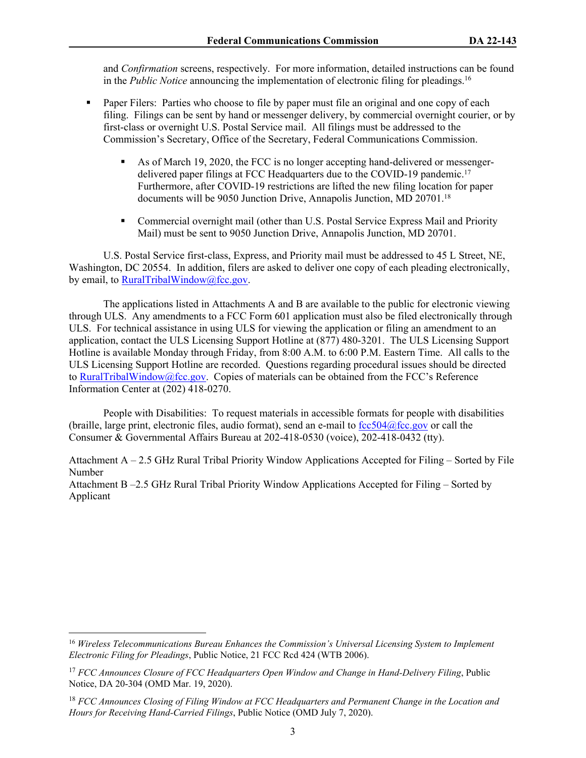and *Confirmation* screens, respectively. For more information, detailed instructions can be found in the *Public Notice* announcing the implementation of electronic filing for pleadings.[16]

- Paper Filers: Parties who choose to file by paper must file an original and one copy of each filing. Filings can be sent by hand or messenger delivery, by commercial overnight courier, or by first-class or overnight U.S. Postal Service mail. All filings must be addressed to the Commission's Secretary, Office of the Secretary, Federal Communications Commission.

  - As of March 19, 2020, the FCC is no longer accepting hand-delivered or messenger-delivered paper filings at FCC Headquarters due to the COVID-19 pandemic.[17] Furthermore, after COVID-19 restrictions are lifted the new filing location for paper documents will be 9050 Junction Drive, Annapolis Junction, MD 20701.[18]

  - Commercial overnight mail (other than U.S. Postal Service Express Mail and Priority Mail) must be sent to 9050 Junction Drive, Annapolis Junction, MD 20701.

U.S. Postal Service first-class, Express, and Priority mail must be addressed to 45 L Street, NE, Washington, DC 20554. In addition, filers are asked to deliver one copy of each pleading electronically, by email, to RuralTribalWindow@fcc.gov.

The applications listed in Attachments A and B are available to the public for electronic viewing through ULS. Any amendments to a FCC Form 601 application must also be filed electronically through ULS. For technical assistance in using ULS for viewing the application or filing an amendment to an application, contact the ULS Licensing Support Hotline at (877) 480-3201. The ULS Licensing Support Hotline is available Monday through Friday, from 8:00 A.M. to 6:00 P.M. Eastern Time. All calls to the ULS Licensing Support Hotline are recorded. Questions regarding procedural issues should be directed to RuralTribalWindow@fcc.gov. Copies of materials can be obtained from the FCC's Reference Information Center at (202) 418-0270.

People with Disabilities: To request materials in accessible formats for people with disabilities (braille, large print, electronic files, audio format), send an e-mail to fcc504@fcc.gov or call the Consumer & Governmental Affairs Bureau at 202-418-0530 (voice), 202-418-0432 (tty).

Attachment A – 2.5 GHz Rural Tribal Priority Window Applications Accepted for Filing – Sorted by File Number
Attachment B –2.5 GHz Rural Tribal Priority Window Applications Accepted for Filing – Sorted by Applicant

---

[16] *Wireless Telecommunications Bureau Enhances the Commission's Universal Licensing System to Implement Electronic Filing for Pleadings*, Public Notice, 21 FCC Rcd 424 (WTB 2006).

[17] *FCC Announces Closure of FCC Headquarters Open Window and Change in Hand-Delivery Filing*, Public Notice, DA 20-304 (OMD Mar. 19, 2020).

[18] *FCC Announces Closing of Filing Window at FCC Headquarters and Permanent Change in the Location and Hours for Receiving Hand-Carried Filings*, Public Notice (OMD July 7, 2020).